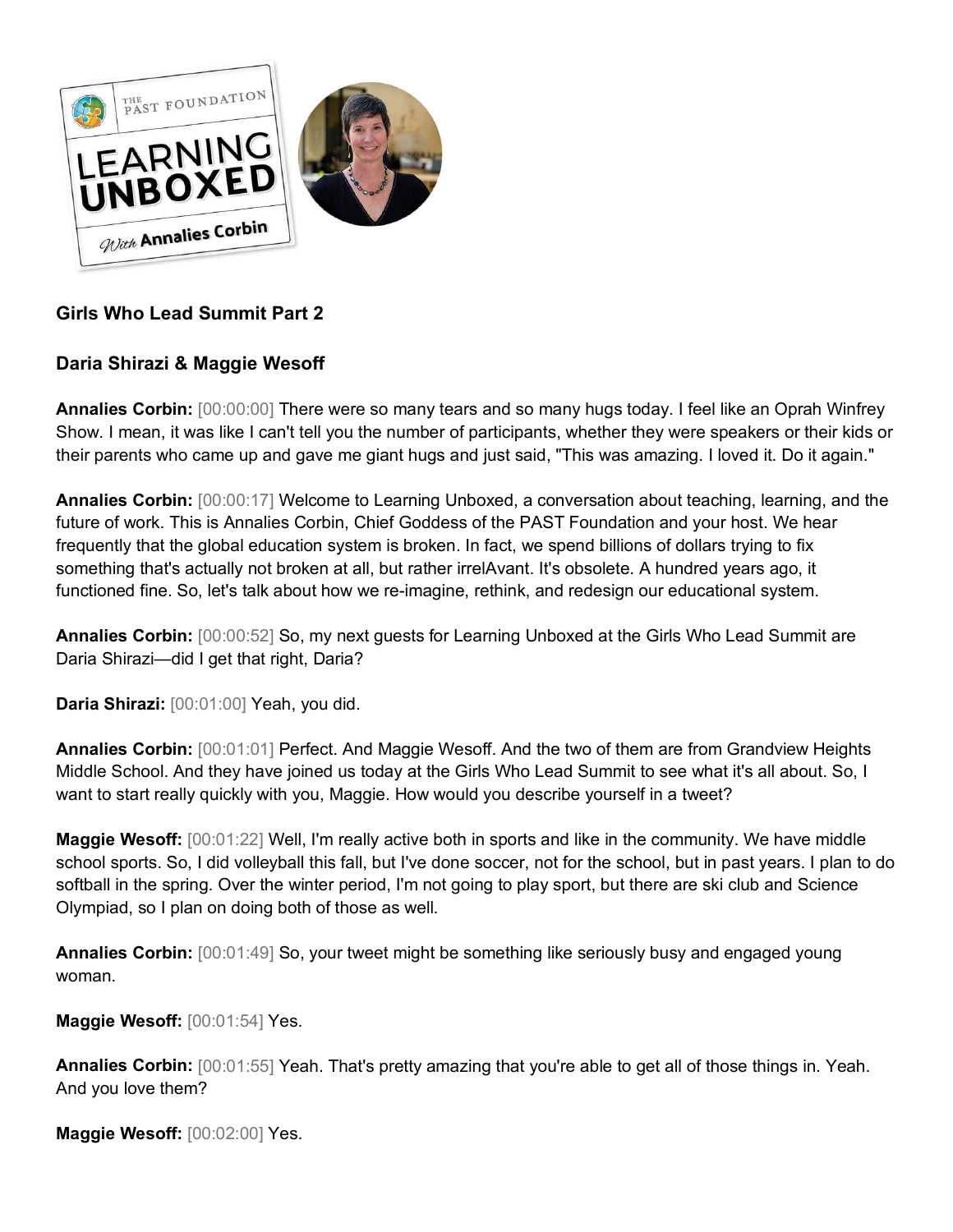**Girls Who Lead Summit Part 2**

**Daria Shirazi & Maggie Wesoff**

**Annalies Corbin:** [00:00:00] There were so many tears and so many hugs today. I feel like an Oprah Winfrey Show. I mean, it was like I can't tell you the number of participants, whether they were speakers or their kids or their parents who came up and gave me giant hugs and just said, "This was amazing. I loved it. Do it again."

**Annalies Corbin:** [00:00:17] Welcome to Learning Unboxed, a conversation about teaching, learning, and the future of work. This is Annalies Corbin, Chief Goddess of the PAST Foundation and your host. We hear frequently that the global education system is broken. In fact, we spend billions of dollars trying to fix something that's actually not broken at all, but rather irrelAvant. It's obsolete. A hundred years ago, it functioned fine. So, let's talk about how we re-imagine, rethink, and redesign our educational system.

**Annalies Corbin:** [00:00:52] So, my next guests for Learning Unboxed at the Girls Who Lead Summit are Daria Shirazi—did I get that right, Daria?

**Daria Shirazi:** [00:01:00] Yeah, you did.

**Annalies Corbin:** [00:01:01] Perfect. And Maggie Wesoff. And the two of them are from Grandview Heights Middle School. And they have joined us today at the Girls Who Lead Summit to see what it's all about. So, I want to start really quickly with you, Maggie. How would you describe yourself in a tweet?

**Maggie Wesoff:** [00:01:22] Well, I'm really active both in sports and like in the community. We have middle school sports. So, I did volleyball this fall, but I've done soccer, not for the school, but in past years. I plan to do softball in the spring. Over the winter period, I'm not going to play sport, but there are ski club and Science Olympiad, so I plan on doing both of those as well.

**Annalies Corbin:** [00:01:49] So, your tweet might be something like seriously busy and engaged young woman.

**Maggie Wesoff:** [00:01:54] Yes.

**Annalies Corbin:** [00:01:55] Yeah. That's pretty amazing that you're able to get all of those things in. Yeah. And you love them?

**Maggie Wesoff:** [00:02:00] Yes.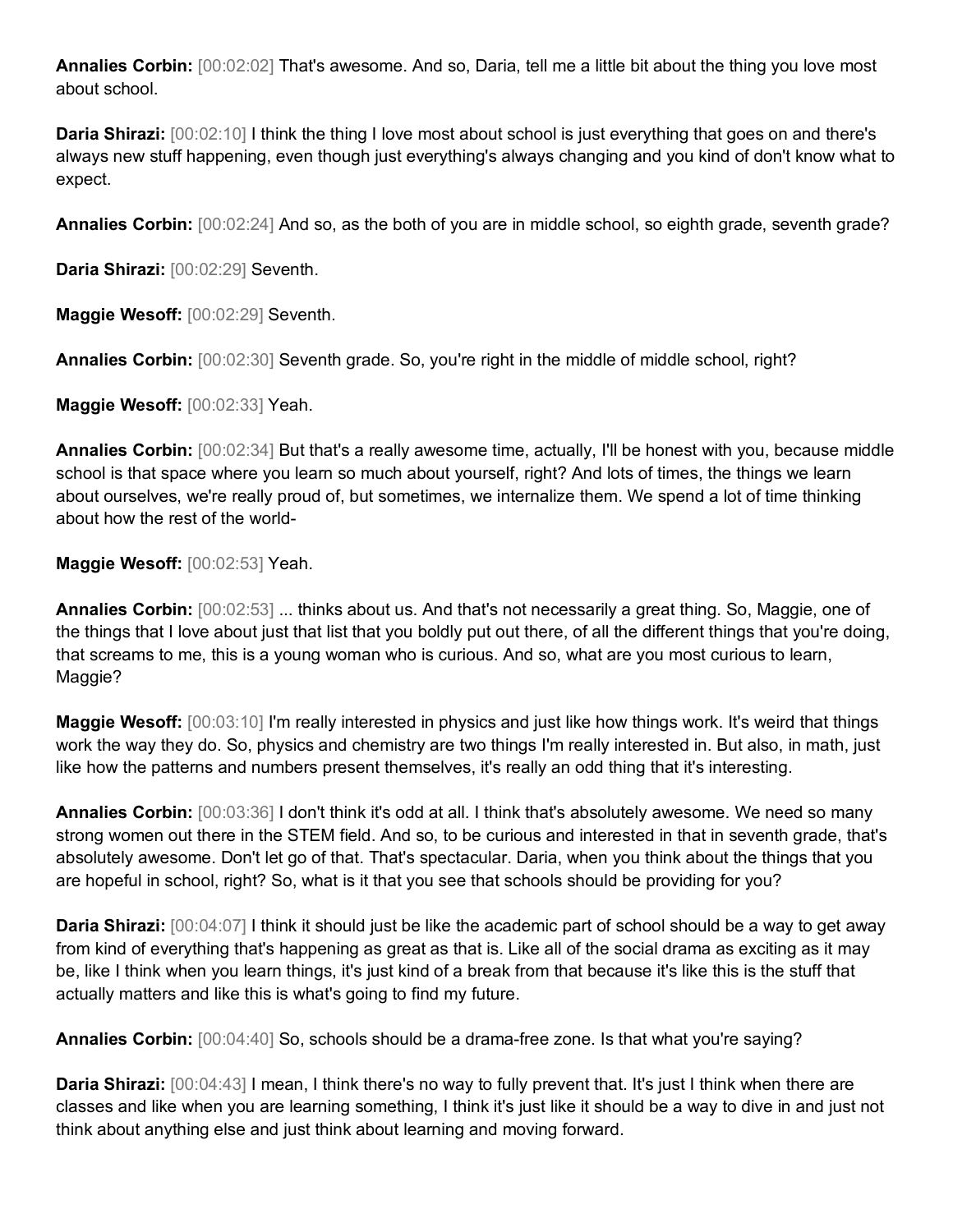**Annalies Corbin:** [00:02:02] That's awesome. And so, Daria, tell me a little bit about the thing you love most about school.

**Daria Shirazi:** [00:02:10] I think the thing I love most about school is just everything that goes on and there's always new stuff happening, even though just everything's always changing and you kind of don't know what to expect.

**Annalies Corbin:** [00:02:24] And so, as the both of you are in middle school, so eighth grade, seventh grade?

**Daria Shirazi:** [00:02:29] Seventh.

**Maggie Wesoff:** [00:02:29] Seventh.

**Annalies Corbin:** [00:02:30] Seventh grade. So, you're right in the middle of middle school, right?

**Maggie Wesoff:** [00:02:33] Yeah.

**Annalies Corbin:** [00:02:34] But that's a really awesome time, actually, I'll be honest with you, because middle school is that space where you learn so much about yourself, right? And lots of times, the things we learn about ourselves, we're really proud of, but sometimes, we internalize them. We spend a lot of time thinking about how the rest of the world-

**Maggie Wesoff:** [00:02:53] Yeah.

**Annalies Corbin:** [00:02:53] ... thinks about us. And that's not necessarily a great thing. So, Maggie, one of the things that I love about just that list that you boldly put out there, of all the different things that you're doing, that screams to me, this is a young woman who is curious. And so, what are you most curious to learn, Maggie?

**Maggie Wesoff:** [00:03:10] I'm really interested in physics and just like how things work. It's weird that things work the way they do. So, physics and chemistry are two things I'm really interested in. But also, in math, just like how the patterns and numbers present themselves, it's really an odd thing that it's interesting.

**Annalies Corbin:** [00:03:36] I don't think it's odd at all. I think that's absolutely awesome. We need so many strong women out there in the STEM field. And so, to be curious and interested in that in seventh grade, that's absolutely awesome. Don't let go of that. That's spectacular. Daria, when you think about the things that you are hopeful in school, right? So, what is it that you see that schools should be providing for you?

**Daria Shirazi:** [00:04:07] I think it should just be like the academic part of school should be a way to get away from kind of everything that's happening as great as that is. Like all of the social drama as exciting as it may be, like I think when you learn things, it's just kind of a break from that because it's like this is the stuff that actually matters and like this is what's going to find my future.

**Annalies Corbin:** [00:04:40] So, schools should be a drama-free zone. Is that what you're saying?

**Daria Shirazi:** [00:04:43] I mean, I think there's no way to fully prevent that. It's just I think when there are classes and like when you are learning something, I think it's just like it should be a way to dive in and just not think about anything else and just think about learning and moving forward.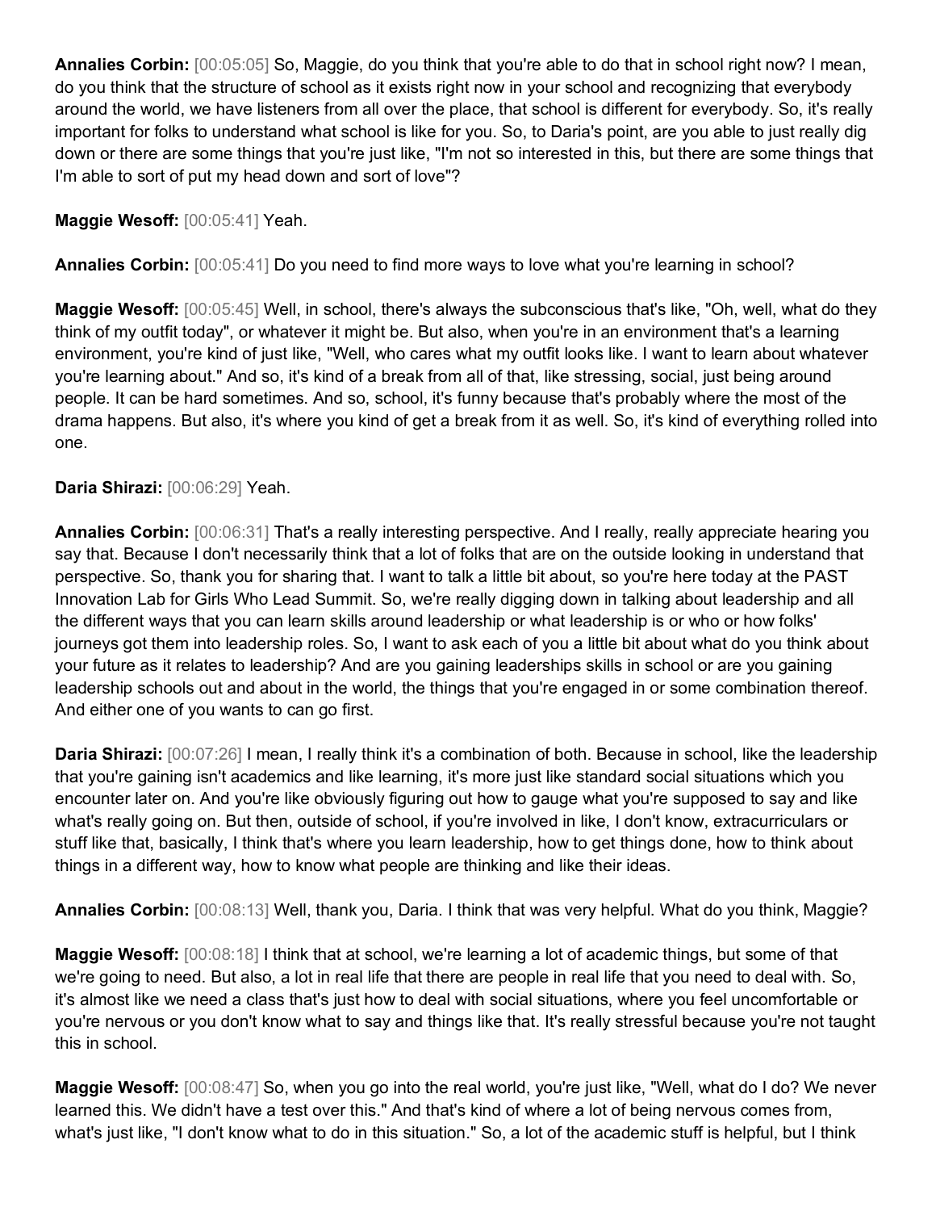**Annalies Corbin:** [00:05:05] So, Maggie, do you think that you're able to do that in school right now? I mean, do you think that the structure of school as it exists right now in your school and recognizing that everybody around the world, we have listeners from all over the place, that school is different for everybody. So, it's really important for folks to understand what school is like for you. So, to Daria's point, are you able to just really dig down or there are some things that you're just like, "I'm not so interested in this, but there are some things that I'm able to sort of put my head down and sort of love"?

**Maggie Wesoff:** [00:05:41] Yeah.

**Annalies Corbin:** [00:05:41] Do you need to find more ways to love what you're learning in school?

**Maggie Wesoff:** [00:05:45] Well, in school, there's always the subconscious that's like, "Oh, well, what do they think of my outfit today", or whatever it might be. But also, when you're in an environment that's a learning environment, you're kind of just like, "Well, who cares what my outfit looks like. I want to learn about whatever you're learning about." And so, it's kind of a break from all of that, like stressing, social, just being around people. It can be hard sometimes. And so, school, it's funny because that's probably where the most of the drama happens. But also, it's where you kind of get a break from it as well. So, it's kind of everything rolled into one.

**Daria Shirazi:** [00:06:29] Yeah.

**Annalies Corbin:** [00:06:31] That's a really interesting perspective. And I really, really appreciate hearing you say that. Because I don't necessarily think that a lot of folks that are on the outside looking in understand that perspective. So, thank you for sharing that. I want to talk a little bit about, so you're here today at the PAST Innovation Lab for Girls Who Lead Summit. So, we're really digging down in talking about leadership and all the different ways that you can learn skills around leadership or what leadership is or who or how folks' journeys got them into leadership roles. So, I want to ask each of you a little bit about what do you think about your future as it relates to leadership? And are you gaining leaderships skills in school or are you gaining leadership schools out and about in the world, the things that you're engaged in or some combination thereof. And either one of you wants to can go first.

**Daria Shirazi:** [00:07:26] I mean, I really think it's a combination of both. Because in school, like the leadership that you're gaining isn't academics and like learning, it's more just like standard social situations which you encounter later on. And you're like obviously figuring out how to gauge what you're supposed to say and like what's really going on. But then, outside of school, if you're involved in like, I don't know, extracurriculars or stuff like that, basically, I think that's where you learn leadership, how to get things done, how to think about things in a different way, how to know what people are thinking and like their ideas.

**Annalies Corbin:** [00:08:13] Well, thank you, Daria. I think that was very helpful. What do you think, Maggie?

**Maggie Wesoff:** [00:08:18] I think that at school, we're learning a lot of academic things, but some of that we're going to need. But also, a lot in real life that there are people in real life that you need to deal with. So, it's almost like we need a class that's just how to deal with social situations, where you feel uncomfortable or you're nervous or you don't know what to say and things like that. It's really stressful because you're not taught this in school.

**Maggie Wesoff:** [00:08:47] So, when you go into the real world, you're just like, "Well, what do I do? We never learned this. We didn't have a test over this." And that's kind of where a lot of being nervous comes from, what's just like, "I don't know what to do in this situation." So, a lot of the academic stuff is helpful, but I think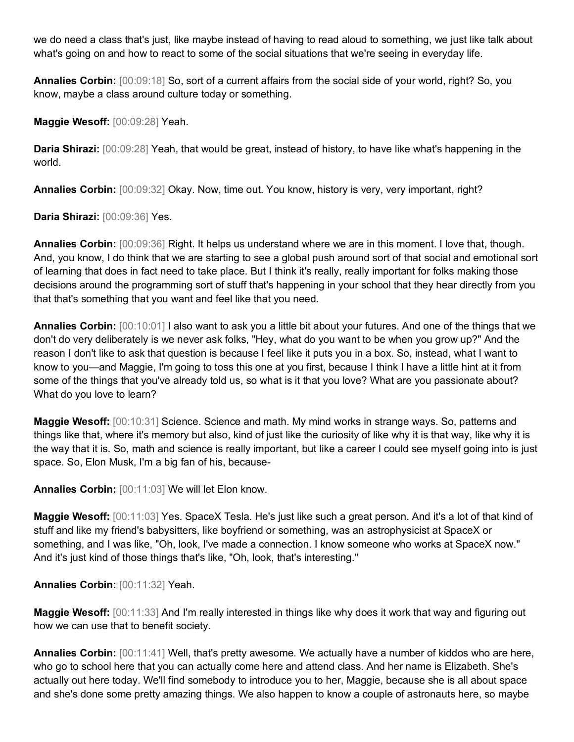we do need a class that's just, like maybe instead of having to read aloud to something, we just like talk about what's going on and how to react to some of the social situations that we're seeing in everyday life.

**Annalies Corbin:** [00:09:18] So, sort of a current affairs from the social side of your world, right? So, you know, maybe a class around culture today or something.

**Maggie Wesoff:** [00:09:28] Yeah.

**Daria Shirazi:** [00:09:28] Yeah, that would be great, instead of history, to have like what's happening in the world.

**Annalies Corbin:** [00:09:32] Okay. Now, time out. You know, history is very, very important, right?

**Daria Shirazi:** [00:09:36] Yes.

**Annalies Corbin:** [00:09:36] Right. It helps us understand where we are in this moment. I love that, though. And, you know, I do think that we are starting to see a global push around sort of that social and emotional sort of learning that does in fact need to take place. But I think it's really, really important for folks making those decisions around the programming sort of stuff that's happening in your school that they hear directly from you that that's something that you want and feel like that you need.

**Annalies Corbin:** [00:10:01] I also want to ask you a little bit about your futures. And one of the things that we don't do very deliberately is we never ask folks, "Hey, what do you want to be when you grow up?" And the reason I don't like to ask that question is because I feel like it puts you in a box. So, instead, what I want to know to you—and Maggie, I'm going to toss this one at you first, because I think I have a little hint at it from some of the things that you've already told us, so what is it that you love? What are you passionate about? What do you love to learn?

**Maggie Wesoff:** [00:10:31] Science. Science and math. My mind works in strange ways. So, patterns and things like that, where it's memory but also, kind of just like the curiosity of like why it is that way, like why it is the way that it is. So, math and science is really important, but like a career I could see myself going into is just space. So, Elon Musk, I'm a big fan of his, because-

**Annalies Corbin:** [00:11:03] We will let Elon know.

**Maggie Wesoff:** [00:11:03] Yes. SpaceX Tesla. He's just like such a great person. And it's a lot of that kind of stuff and like my friend's babysitters, like boyfriend or something, was an astrophysicist at SpaceX or something, and I was like, "Oh, look, I've made a connection. I know someone who works at SpaceX now." And it's just kind of those things that's like, "Oh, look, that's interesting."

**Annalies Corbin:** [00:11:32] Yeah.

**Maggie Wesoff:** [00:11:33] And I'm really interested in things like why does it work that way and figuring out how we can use that to benefit society.

**Annalies Corbin:** [00:11:41] Well, that's pretty awesome. We actually have a number of kiddos who are here, who go to school here that you can actually come here and attend class. And her name is Elizabeth. She's actually out here today. We'll find somebody to introduce you to her, Maggie, because she is all about space and she's done some pretty amazing things. We also happen to know a couple of astronauts here, so maybe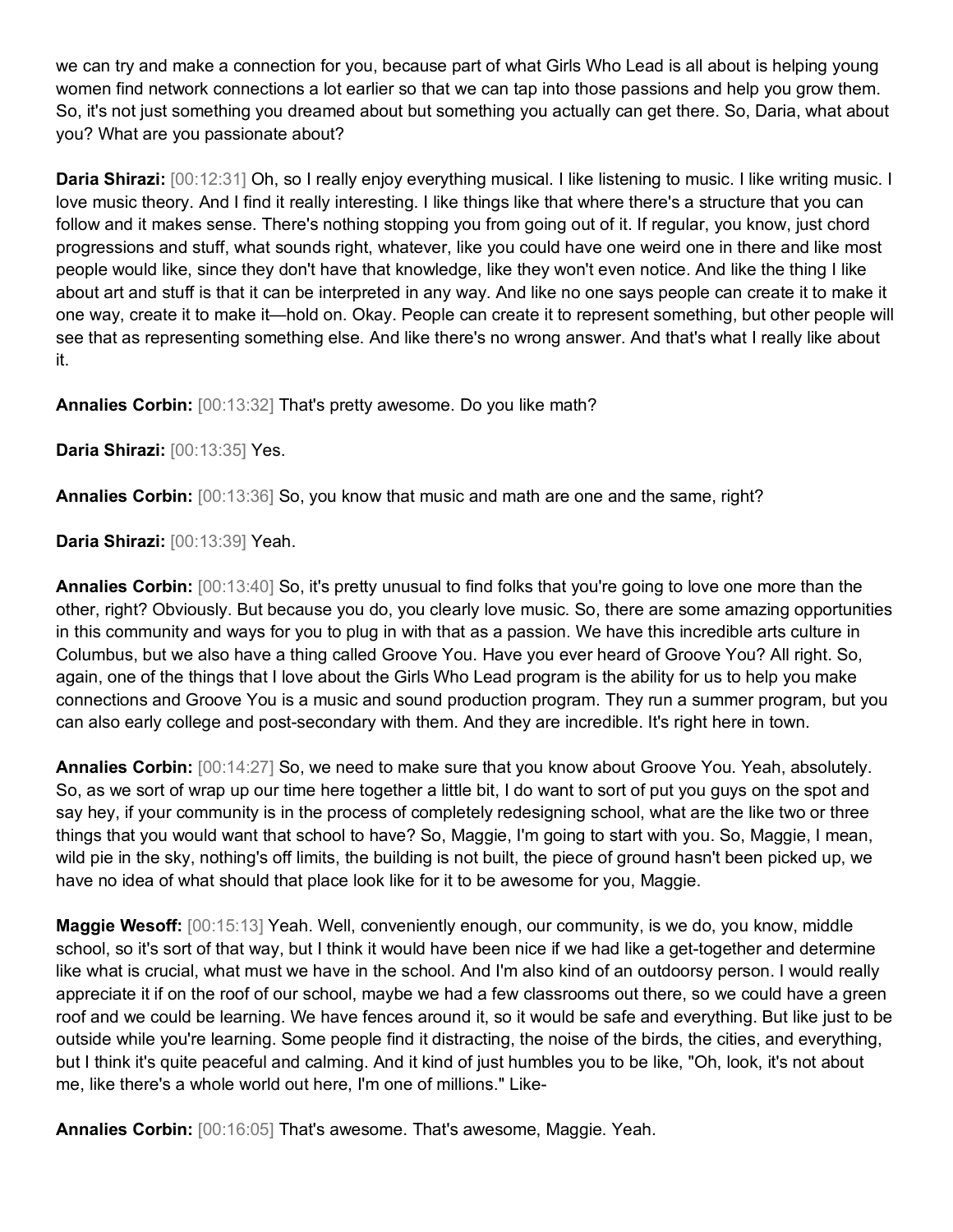we can try and make a connection for you, because part of what Girls Who Lead is all about is helping young women find network connections a lot earlier so that we can tap into those passions and help you grow them. So, it's not just something you dreamed about but something you actually can get there. So, Daria, what about you? What are you passionate about?

**Daria Shirazi:** [00:12:31] Oh, so I really enjoy everything musical. I like listening to music. I like writing music. I love music theory. And I find it really interesting. I like things like that where there's a structure that you can follow and it makes sense. There's nothing stopping you from going out of it. If regular, you know, just chord progressions and stuff, what sounds right, whatever, like you could have one weird one in there and like most people would like, since they don't have that knowledge, like they won't even notice. And like the thing I like about art and stuff is that it can be interpreted in any way. And like no one says people can create it to make it one way, create it to make it—hold on. Okay. People can create it to represent something, but other people will see that as representing something else. And like there's no wrong answer. And that's what I really like about it.

**Annalies Corbin:** [00:13:32] That's pretty awesome. Do you like math?

**Daria Shirazi:** [00:13:35] Yes.

**Annalies Corbin:** [00:13:36] So, you know that music and math are one and the same, right?

**Daria Shirazi:** [00:13:39] Yeah.

**Annalies Corbin:** [00:13:40] So, it's pretty unusual to find folks that you're going to love one more than the other, right? Obviously. But because you do, you clearly love music. So, there are some amazing opportunities in this community and ways for you to plug in with that as a passion. We have this incredible arts culture in Columbus, but we also have a thing called Groove You. Have you ever heard of Groove You? All right. So, again, one of the things that I love about the Girls Who Lead program is the ability for us to help you make connections and Groove You is a music and sound production program. They run a summer program, but you can also early college and post-secondary with them. And they are incredible. It's right here in town.

**Annalies Corbin:** [00:14:27] So, we need to make sure that you know about Groove You. Yeah, absolutely. So, as we sort of wrap up our time here together a little bit, I do want to sort of put you guys on the spot and say hey, if your community is in the process of completely redesigning school, what are the like two or three things that you would want that school to have? So, Maggie, I'm going to start with you. So, Maggie, I mean, wild pie in the sky, nothing's off limits, the building is not built, the piece of ground hasn't been picked up, we have no idea of what should that place look like for it to be awesome for you, Maggie.

**Maggie Wesoff:** [00:15:13] Yeah. Well, conveniently enough, our community, is we do, you know, middle school, so it's sort of that way, but I think it would have been nice if we had like a get-together and determine like what is crucial, what must we have in the school. And I'm also kind of an outdoorsy person. I would really appreciate it if on the roof of our school, maybe we had a few classrooms out there, so we could have a green roof and we could be learning. We have fences around it, so it would be safe and everything. But like just to be outside while you're learning. Some people find it distracting, the noise of the birds, the cities, and everything, but I think it's quite peaceful and calming. And it kind of just humbles you to be like, "Oh, look, it's not about me, like there's a whole world out here, I'm one of millions." Like-

**Annalies Corbin:** [00:16:05] That's awesome. That's awesome, Maggie. Yeah.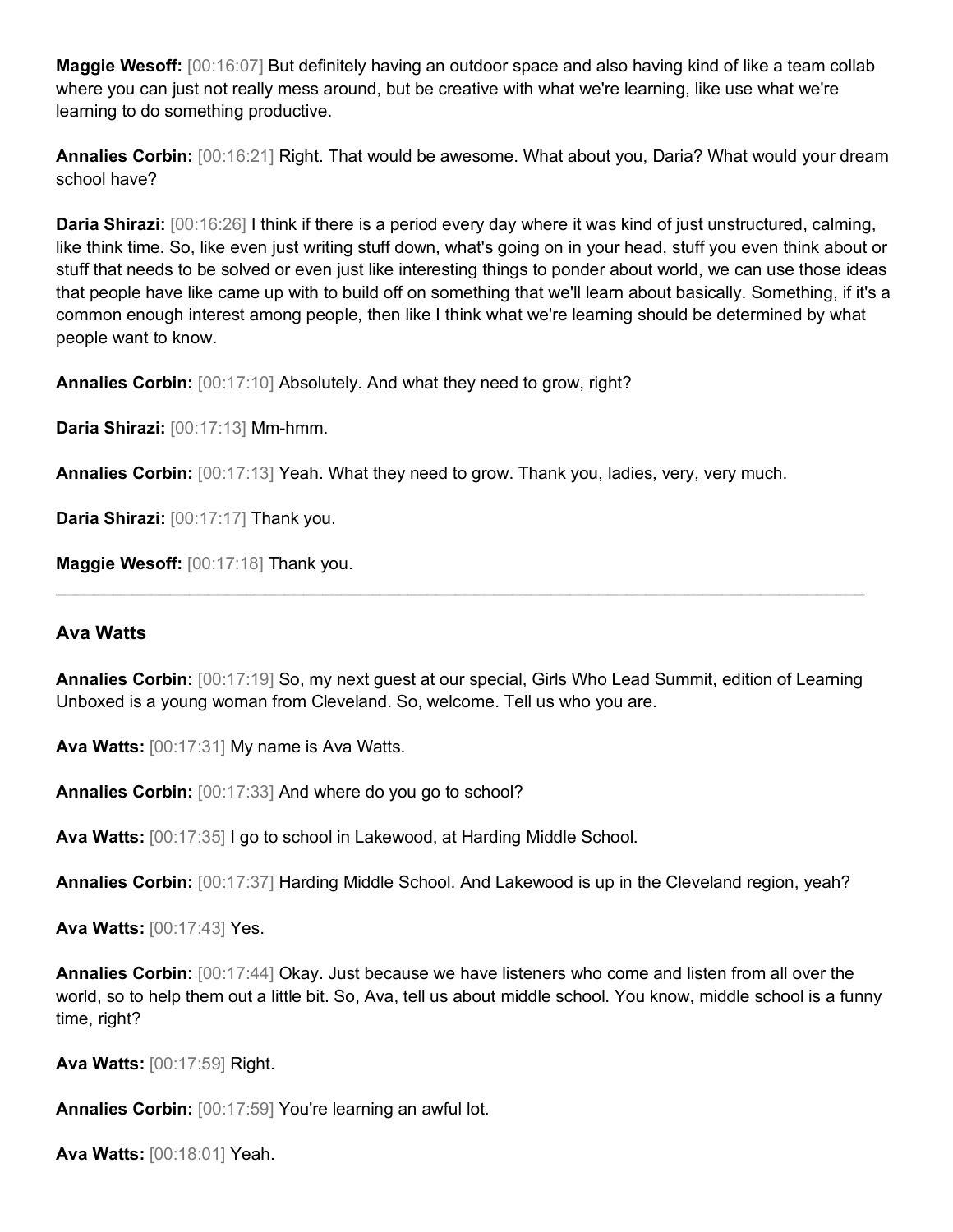**Maggie Wesoff:** [00:16:07] But definitely having an outdoor space and also having kind of like a team collab where you can just not really mess around, but be creative with what we're learning, like use what we're learning to do something productive.

**Annalies Corbin:** [00:16:21] Right. That would be awesome. What about you, Daria? What would your dream school have?

**Daria Shirazi:** [00:16:26] I think if there is a period every day where it was kind of just unstructured, calming, like think time. So, like even just writing stuff down, what's going on in your head, stuff you even think about or stuff that needs to be solved or even just like interesting things to ponder about world, we can use those ideas that people have like came up with to build off on something that we'll learn about basically. Something, if it's a common enough interest among people, then like I think what we're learning should be determined by what people want to know.

**Annalies Corbin:** [00:17:10] Absolutely. And what they need to grow, right?

**Daria Shirazi:** [00:17:13] Mm-hmm.

**Annalies Corbin:** [00:17:13] Yeah. What they need to grow. Thank you, ladies, very, very much.

**Daria Shirazi:** [00:17:17] Thank you.

**Maggie Wesoff:** [00:17:18] Thank you.

---

### Ava Watts

**Annalies Corbin:** [00:17:19] So, my next guest at our special, Girls Who Lead Summit, edition of Learning Unboxed is a young woman from Cleveland. So, welcome. Tell us who you are.

**Ava Watts:** [00:17:31] My name is Ava Watts.

**Annalies Corbin:** [00:17:33] And where do you go to school?

**Ava Watts:** [00:17:35] I go to school in Lakewood, at Harding Middle School.

**Annalies Corbin:** [00:17:37] Harding Middle School. And Lakewood is up in the Cleveland region, yeah?

**Ava Watts:** [00:17:43] Yes.

**Annalies Corbin:** [00:17:44] Okay. Just because we have listeners who come and listen from all over the world, so to help them out a little bit. So, Ava, tell us about middle school. You know, middle school is a funny time, right?

**Ava Watts:** [00:17:59] Right.

**Annalies Corbin:** [00:17:59] You're learning an awful lot.

**Ava Watts:** [00:18:01] Yeah.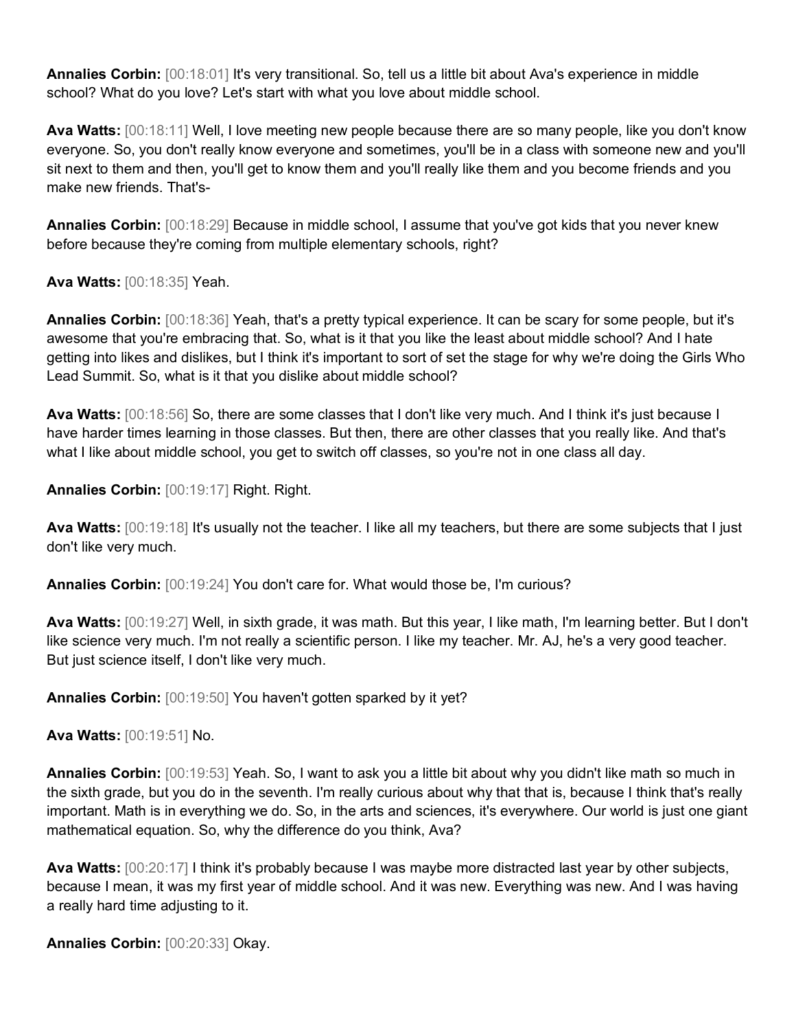**Annalies Corbin:** [00:18:01] It's very transitional. So, tell us a little bit about Ava's experience in middle school? What do you love? Let's start with what you love about middle school.

**Ava Watts:** [00:18:11] Well, I love meeting new people because there are so many people, like you don't know everyone. So, you don't really know everyone and sometimes, you'll be in a class with someone new and you'll sit next to them and then, you'll get to know them and you'll really like them and you become friends and you make new friends. That's-

**Annalies Corbin:** [00:18:29] Because in middle school, I assume that you've got kids that you never knew before because they're coming from multiple elementary schools, right?

**Ava Watts:** [00:18:35] Yeah.

**Annalies Corbin:** [00:18:36] Yeah, that's a pretty typical experience. It can be scary for some people, but it's awesome that you're embracing that. So, what is it that you like the least about middle school? And I hate getting into likes and dislikes, but I think it's important to sort of set the stage for why we're doing the Girls Who Lead Summit. So, what is it that you dislike about middle school?

**Ava Watts:** [00:18:56] So, there are some classes that I don't like very much. And I think it's just because I have harder times learning in those classes. But then, there are other classes that you really like. And that's what I like about middle school, you get to switch off classes, so you're not in one class all day.

**Annalies Corbin:** [00:19:17] Right. Right.

**Ava Watts:** [00:19:18] It's usually not the teacher. I like all my teachers, but there are some subjects that I just don't like very much.

**Annalies Corbin:** [00:19:24] You don't care for. What would those be, I'm curious?

**Ava Watts:** [00:19:27] Well, in sixth grade, it was math. But this year, I like math, I'm learning better. But I don't like science very much. I'm not really a scientific person. I like my teacher. Mr. AJ, he's a very good teacher. But just science itself, I don't like very much.

**Annalies Corbin:** [00:19:50] You haven't gotten sparked by it yet?

**Ava Watts:** [00:19:51] No.

**Annalies Corbin:** [00:19:53] Yeah. So, I want to ask you a little bit about why you didn't like math so much in the sixth grade, but you do in the seventh. I'm really curious about why that that is, because I think that's really important. Math is in everything we do. So, in the arts and sciences, it's everywhere. Our world is just one giant mathematical equation. So, why the difference do you think, Ava?

**Ava Watts:** [00:20:17] I think it's probably because I was maybe more distracted last year by other subjects, because I mean, it was my first year of middle school. And it was new. Everything was new. And I was having a really hard time adjusting to it.

**Annalies Corbin:** [00:20:33] Okay.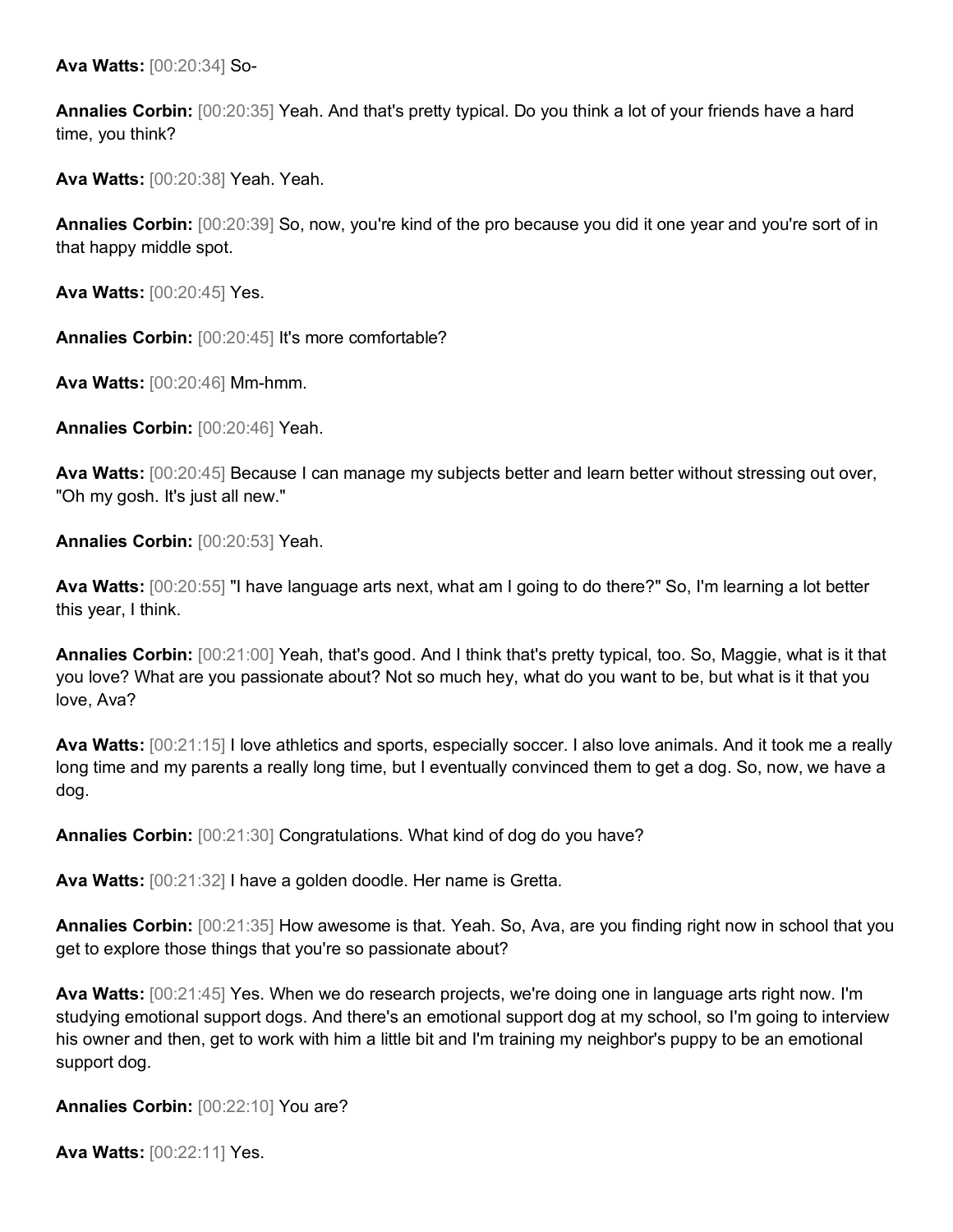**Ava Watts:** [00:20:34] So-

**Annalies Corbin:** [00:20:35] Yeah. And that's pretty typical. Do you think a lot of your friends have a hard time, you think?

**Ava Watts:** [00:20:38] Yeah. Yeah.

**Annalies Corbin:** [00:20:39] So, now, you're kind of the pro because you did it one year and you're sort of in that happy middle spot.

**Ava Watts:** [00:20:45] Yes.

**Annalies Corbin:** [00:20:45] It's more comfortable?

**Ava Watts:** [00:20:46] Mm-hmm.

**Annalies Corbin:** [00:20:46] Yeah.

**Ava Watts:** [00:20:45] Because I can manage my subjects better and learn better without stressing out over, "Oh my gosh. It's just all new."

**Annalies Corbin:** [00:20:53] Yeah.

**Ava Watts:** [00:20:55] "I have language arts next, what am I going to do there?" So, I'm learning a lot better this year, I think.

**Annalies Corbin:** [00:21:00] Yeah, that's good. And I think that's pretty typical, too. So, Maggie, what is it that you love? What are you passionate about? Not so much hey, what do you want to be, but what is it that you love, Ava?

**Ava Watts:** [00:21:15] I love athletics and sports, especially soccer. I also love animals. And it took me a really long time and my parents a really long time, but I eventually convinced them to get a dog. So, now, we have a dog.

**Annalies Corbin:** [00:21:30] Congratulations. What kind of dog do you have?

**Ava Watts:** [00:21:32] I have a golden doodle. Her name is Gretta.

**Annalies Corbin:** [00:21:35] How awesome is that. Yeah. So, Ava, are you finding right now in school that you get to explore those things that you're so passionate about?

**Ava Watts:** [00:21:45] Yes. When we do research projects, we're doing one in language arts right now. I'm studying emotional support dogs. And there's an emotional support dog at my school, so I'm going to interview his owner and then, get to work with him a little bit and I'm training my neighbor's puppy to be an emotional support dog.

**Annalies Corbin:** [00:22:10] You are?

**Ava Watts:** [00:22:11] Yes.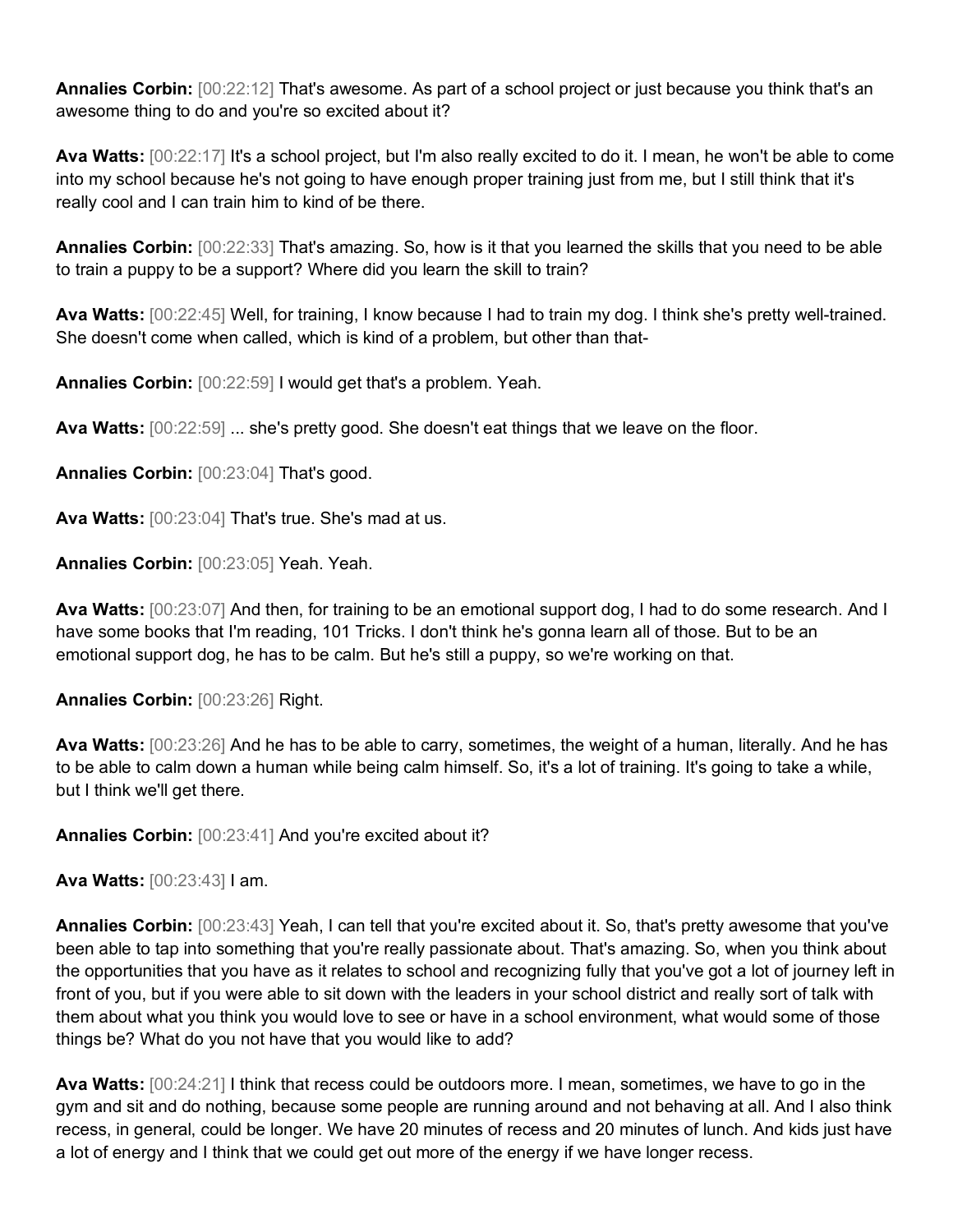**Annalies Corbin:** [00:22:12] That's awesome. As part of a school project or just because you think that's an awesome thing to do and you're so excited about it?

**Ava Watts:** [00:22:17] It's a school project, but I'm also really excited to do it. I mean, he won't be able to come into my school because he's not going to have enough proper training just from me, but I still think that it's really cool and I can train him to kind of be there.

**Annalies Corbin:** [00:22:33] That's amazing. So, how is it that you learned the skills that you need to be able to train a puppy to be a support? Where did you learn the skill to train?

**Ava Watts:** [00:22:45] Well, for training, I know because I had to train my dog. I think she's pretty well-trained. She doesn't come when called, which is kind of a problem, but other than that-

**Annalies Corbin:** [00:22:59] I would get that's a problem. Yeah.

**Ava Watts:** [00:22:59] ... she's pretty good. She doesn't eat things that we leave on the floor.

**Annalies Corbin:** [00:23:04] That's good.

**Ava Watts:** [00:23:04] That's true. She's mad at us.

**Annalies Corbin:** [00:23:05] Yeah. Yeah.

**Ava Watts:** [00:23:07] And then, for training to be an emotional support dog, I had to do some research. And I have some books that I'm reading, 101 Tricks. I don't think he's gonna learn all of those. But to be an emotional support dog, he has to be calm. But he's still a puppy, so we're working on that.

**Annalies Corbin:** [00:23:26] Right.

**Ava Watts:** [00:23:26] And he has to be able to carry, sometimes, the weight of a human, literally. And he has to be able to calm down a human while being calm himself. So, it's a lot of training. It's going to take a while, but I think we'll get there.

**Annalies Corbin:** [00:23:41] And you're excited about it?

**Ava Watts:** [00:23:43] I am.

**Annalies Corbin:** [00:23:43] Yeah, I can tell that you're excited about it. So, that's pretty awesome that you've been able to tap into something that you're really passionate about. That's amazing. So, when you think about the opportunities that you have as it relates to school and recognizing fully that you've got a lot of journey left in front of you, but if you were able to sit down with the leaders in your school district and really sort of talk with them about what you think you would love to see or have in a school environment, what would some of those things be? What do you not have that you would like to add?

**Ava Watts:** [00:24:21] I think that recess could be outdoors more. I mean, sometimes, we have to go in the gym and sit and do nothing, because some people are running around and not behaving at all. And I also think recess, in general, could be longer. We have 20 minutes of recess and 20 minutes of lunch. And kids just have a lot of energy and I think that we could get out more of the energy if we have longer recess.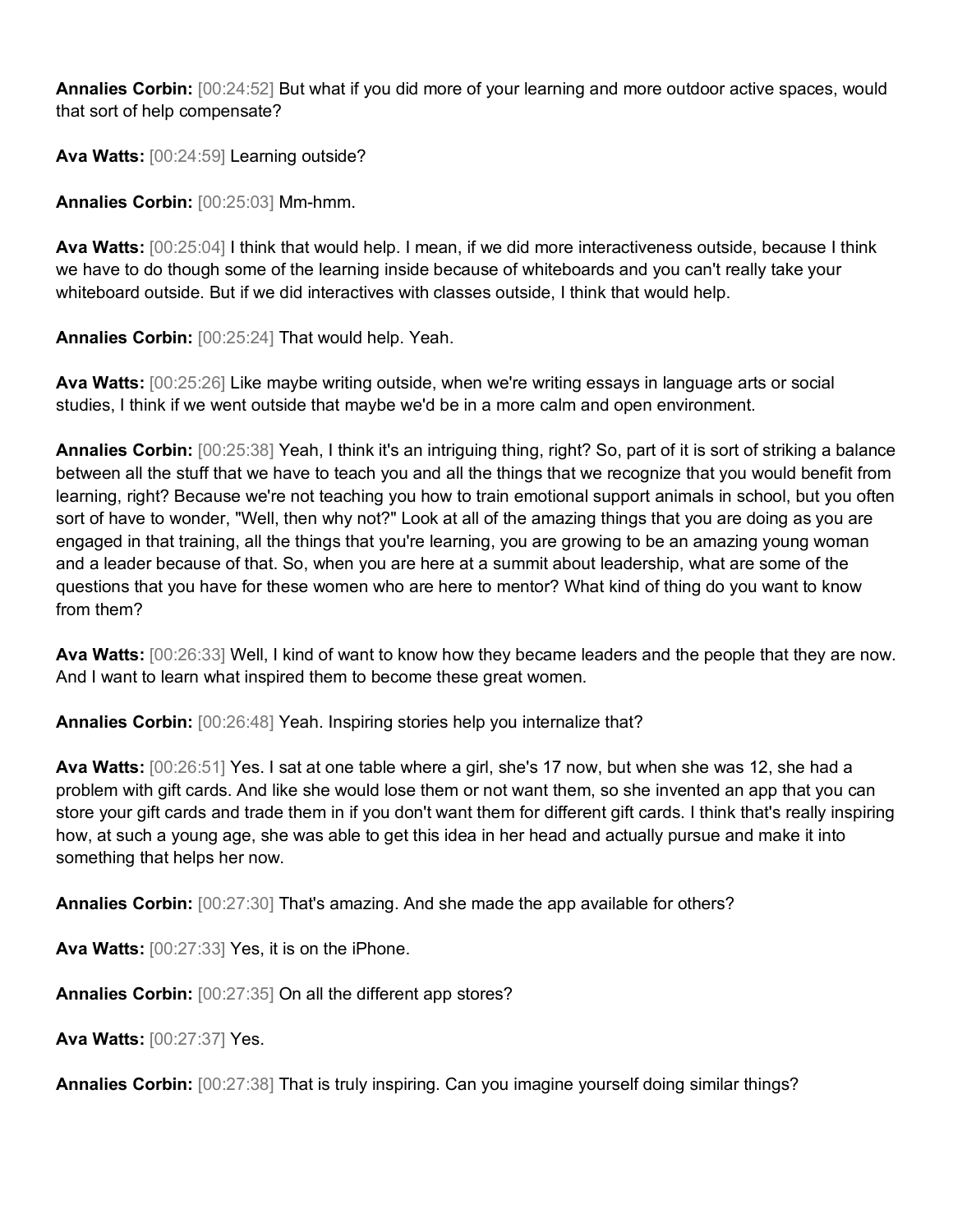**Annalies Corbin:** [00:24:52] But what if you did more of your learning and more outdoor active spaces, would that sort of help compensate?

**Ava Watts:** [00:24:59] Learning outside?

**Annalies Corbin:** [00:25:03] Mm-hmm.

**Ava Watts:** [00:25:04] I think that would help. I mean, if we did more interactiveness outside, because I think we have to do though some of the learning inside because of whiteboards and you can't really take your whiteboard outside. But if we did interactives with classes outside, I think that would help.

**Annalies Corbin:** [00:25:24] That would help. Yeah.

**Ava Watts:** [00:25:26] Like maybe writing outside, when we're writing essays in language arts or social studies, I think if we went outside that maybe we'd be in a more calm and open environment.

**Annalies Corbin:** [00:25:38] Yeah, I think it's an intriguing thing, right? So, part of it is sort of striking a balance between all the stuff that we have to teach you and all the things that we recognize that you would benefit from learning, right? Because we're not teaching you how to train emotional support animals in school, but you often sort of have to wonder, "Well, then why not?" Look at all of the amazing things that you are doing as you are engaged in that training, all the things that you're learning, you are growing to be an amazing young woman and a leader because of that. So, when you are here at a summit about leadership, what are some of the questions that you have for these women who are here to mentor? What kind of thing do you want to know from them?

**Ava Watts:** [00:26:33] Well, I kind of want to know how they became leaders and the people that they are now. And I want to learn what inspired them to become these great women.

**Annalies Corbin:** [00:26:48] Yeah. Inspiring stories help you internalize that?

**Ava Watts:** [00:26:51] Yes. I sat at one table where a girl, she's 17 now, but when she was 12, she had a problem with gift cards. And like she would lose them or not want them, so she invented an app that you can store your gift cards and trade them in if you don't want them for different gift cards. I think that's really inspiring how, at such a young age, she was able to get this idea in her head and actually pursue and make it into something that helps her now.

**Annalies Corbin:** [00:27:30] That's amazing. And she made the app available for others?

**Ava Watts:** [00:27:33] Yes, it is on the iPhone.

**Annalies Corbin:** [00:27:35] On all the different app stores?

**Ava Watts:** [00:27:37] Yes.

**Annalies Corbin:** [00:27:38] That is truly inspiring. Can you imagine yourself doing similar things?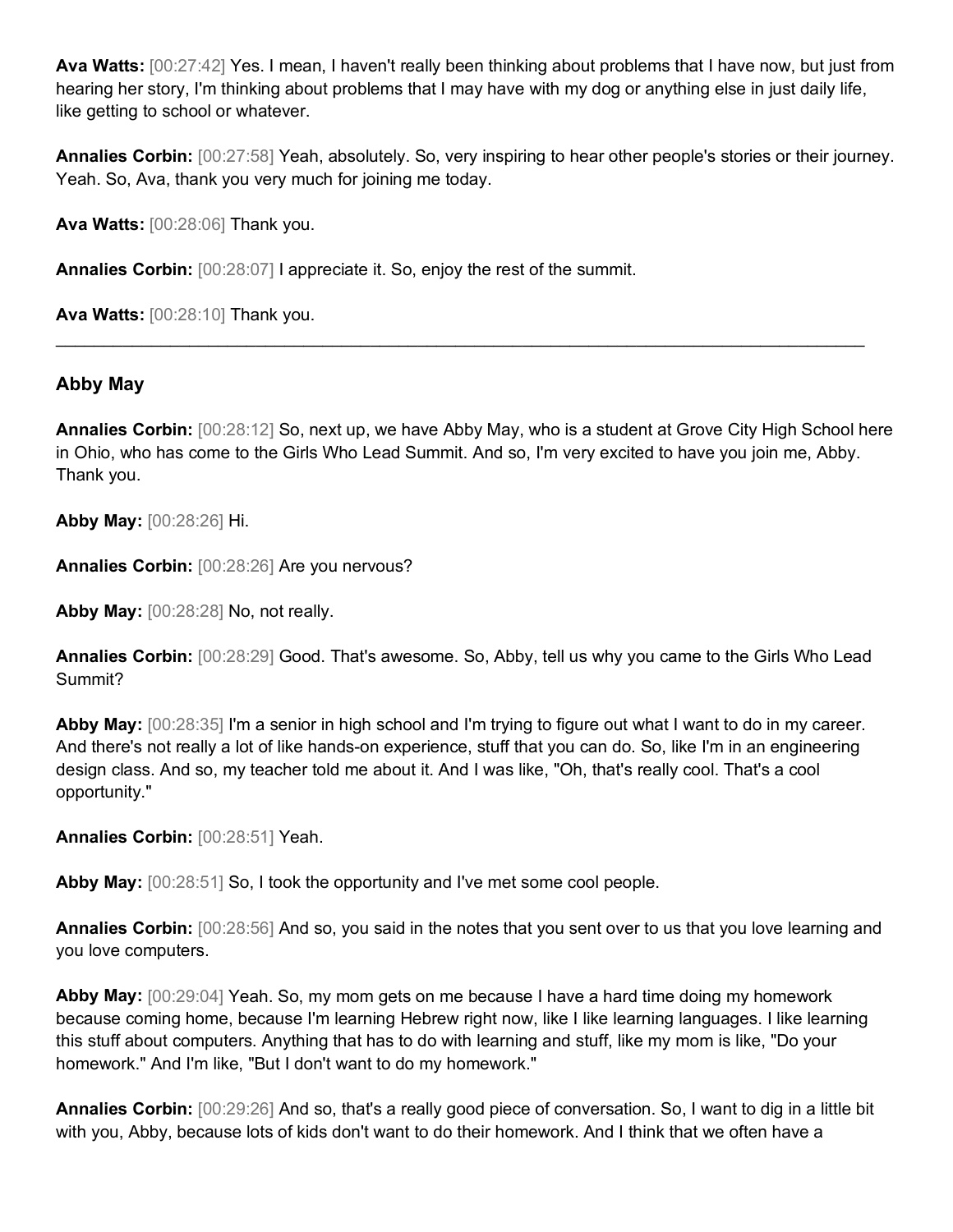**Ava Watts:** [00:27:42] Yes. I mean, I haven't really been thinking about problems that I have now, but just from hearing her story, I'm thinking about problems that I may have with my dog or anything else in just daily life, like getting to school or whatever.

**Annalies Corbin:** [00:27:58] Yeah, absolutely. So, very inspiring to hear other people's stories or their journey. Yeah. So, Ava, thank you very much for joining me today.

**Ava Watts:** [00:28:06] Thank you.

**Annalies Corbin:** [00:28:07] I appreciate it. So, enjoy the rest of the summit.

**Ava Watts:** [00:28:10] Thank you.

---

### Abby May

**Annalies Corbin:** [00:28:12] So, next up, we have Abby May, who is a student at Grove City High School here in Ohio, who has come to the Girls Who Lead Summit. And so, I'm very excited to have you join me, Abby. Thank you.

**Abby May:** [00:28:26] Hi.

**Annalies Corbin:** [00:28:26] Are you nervous?

**Abby May:** [00:28:28] No, not really.

**Annalies Corbin:** [00:28:29] Good. That's awesome. So, Abby, tell us why you came to the Girls Who Lead Summit?

**Abby May:** [00:28:35] I'm a senior in high school and I'm trying to figure out what I want to do in my career. And there's not really a lot of like hands-on experience, stuff that you can do. So, like I'm in an engineering design class. And so, my teacher told me about it. And I was like, "Oh, that's really cool. That's a cool opportunity."

**Annalies Corbin:** [00:28:51] Yeah.

**Abby May:** [00:28:51] So, I took the opportunity and I've met some cool people.

**Annalies Corbin:** [00:28:56] And so, you said in the notes that you sent over to us that you love learning and you love computers.

**Abby May:** [00:29:04] Yeah. So, my mom gets on me because I have a hard time doing my homework because coming home, because I'm learning Hebrew right now, like I like learning languages. I like learning this stuff about computers. Anything that has to do with learning and stuff, like my mom is like, "Do your homework." And I'm like, "But I don't want to do my homework."

**Annalies Corbin:** [00:29:26] And so, that's a really good piece of conversation. So, I want to dig in a little bit with you, Abby, because lots of kids don't want to do their homework. And I think that we often have a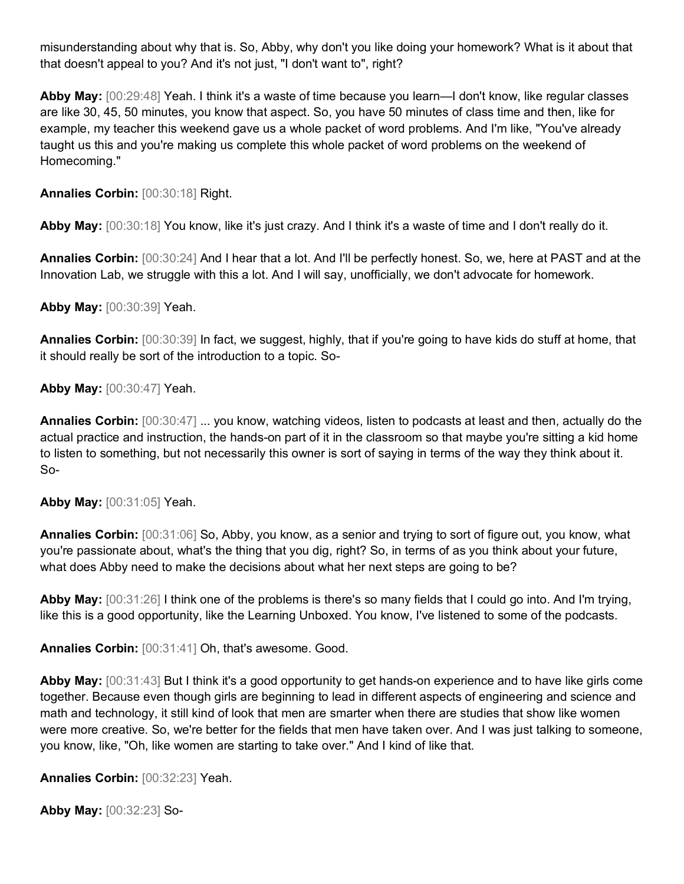misunderstanding about why that is. So, Abby, why don't you like doing your homework? What is it about that that doesn't appeal to you? And it's not just, "I don't want to", right?

**Abby May:** [00:29:48] Yeah. I think it's a waste of time because you learn—I don't know, like regular classes are like 30, 45, 50 minutes, you know that aspect. So, you have 50 minutes of class time and then, like for example, my teacher this weekend gave us a whole packet of word problems. And I'm like, "You've already taught us this and you're making us complete this whole packet of word problems on the weekend of Homecoming."

**Annalies Corbin:** [00:30:18] Right.

**Abby May:** [00:30:18] You know, like it's just crazy. And I think it's a waste of time and I don't really do it.

**Annalies Corbin:** [00:30:24] And I hear that a lot. And I'll be perfectly honest. So, we, here at PAST and at the Innovation Lab, we struggle with this a lot. And I will say, unofficially, we don't advocate for homework.

**Abby May:** [00:30:39] Yeah.

**Annalies Corbin:** [00:30:39] In fact, we suggest, highly, that if you're going to have kids do stuff at home, that it should really be sort of the introduction to a topic. So-

**Abby May:** [00:30:47] Yeah.

**Annalies Corbin:** [00:30:47] ... you know, watching videos, listen to podcasts at least and then, actually do the actual practice and instruction, the hands-on part of it in the classroom so that maybe you're sitting a kid home to listen to something, but not necessarily this owner is sort of saying in terms of the way they think about it. So-

**Abby May:** [00:31:05] Yeah.

**Annalies Corbin:** [00:31:06] So, Abby, you know, as a senior and trying to sort of figure out, you know, what you're passionate about, what's the thing that you dig, right? So, in terms of as you think about your future, what does Abby need to make the decisions about what her next steps are going to be?

**Abby May:** [00:31:26] I think one of the problems is there's so many fields that I could go into. And I'm trying, like this is a good opportunity, like the Learning Unboxed. You know, I've listened to some of the podcasts.

**Annalies Corbin:** [00:31:41] Oh, that's awesome. Good.

**Abby May:** [00:31:43] But I think it's a good opportunity to get hands-on experience and to have like girls come together. Because even though girls are beginning to lead in different aspects of engineering and science and math and technology, it still kind of look that men are smarter when there are studies that show like women were more creative. So, we're better for the fields that men have taken over. And I was just talking to someone, you know, like, "Oh, like women are starting to take over." And I kind of like that.

**Annalies Corbin:** [00:32:23] Yeah.

**Abby May:** [00:32:23] So-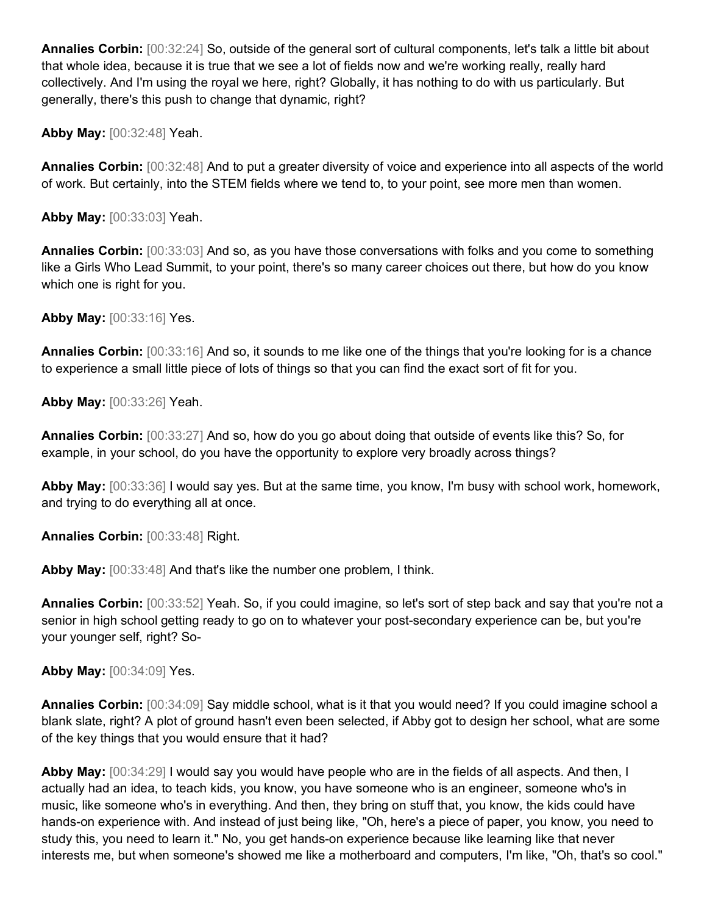**Annalies Corbin:** [00:32:24] So, outside of the general sort of cultural components, let's talk a little bit about that whole idea, because it is true that we see a lot of fields now and we're working really, really hard collectively. And I'm using the royal we here, right? Globally, it has nothing to do with us particularly. But generally, there's this push to change that dynamic, right?

**Abby May:** [00:32:48] Yeah.

**Annalies Corbin:** [00:32:48] And to put a greater diversity of voice and experience into all aspects of the world of work. But certainly, into the STEM fields where we tend to, to your point, see more men than women.

**Abby May:** [00:33:03] Yeah.

**Annalies Corbin:** [00:33:03] And so, as you have those conversations with folks and you come to something like a Girls Who Lead Summit, to your point, there's so many career choices out there, but how do you know which one is right for you.

**Abby May:** [00:33:16] Yes.

**Annalies Corbin:** [00:33:16] And so, it sounds to me like one of the things that you're looking for is a chance to experience a small little piece of lots of things so that you can find the exact sort of fit for you.

**Abby May:** [00:33:26] Yeah.

**Annalies Corbin:** [00:33:27] And so, how do you go about doing that outside of events like this? So, for example, in your school, do you have the opportunity to explore very broadly across things?

**Abby May:** [00:33:36] I would say yes. But at the same time, you know, I'm busy with school work, homework, and trying to do everything all at once.

**Annalies Corbin:** [00:33:48] Right.

**Abby May:** [00:33:48] And that's like the number one problem, I think.

**Annalies Corbin:** [00:33:52] Yeah. So, if you could imagine, so let's sort of step back and say that you're not a senior in high school getting ready to go on to whatever your post-secondary experience can be, but you're your younger self, right? So-

**Abby May:** [00:34:09] Yes.

**Annalies Corbin:** [00:34:09] Say middle school, what is it that you would need? If you could imagine school a blank slate, right? A plot of ground hasn't even been selected, if Abby got to design her school, what are some of the key things that you would ensure that it had?

**Abby May:** [00:34:29] I would say you would have people who are in the fields of all aspects. And then, I actually had an idea, to teach kids, you know, you have someone who is an engineer, someone who's in music, like someone who's in everything. And then, they bring on stuff that, you know, the kids could have hands-on experience with. And instead of just being like, "Oh, here's a piece of paper, you know, you need to study this, you need to learn it." No, you get hands-on experience because like learning like that never interests me, but when someone's showed me like a motherboard and computers, I'm like, "Oh, that's so cool."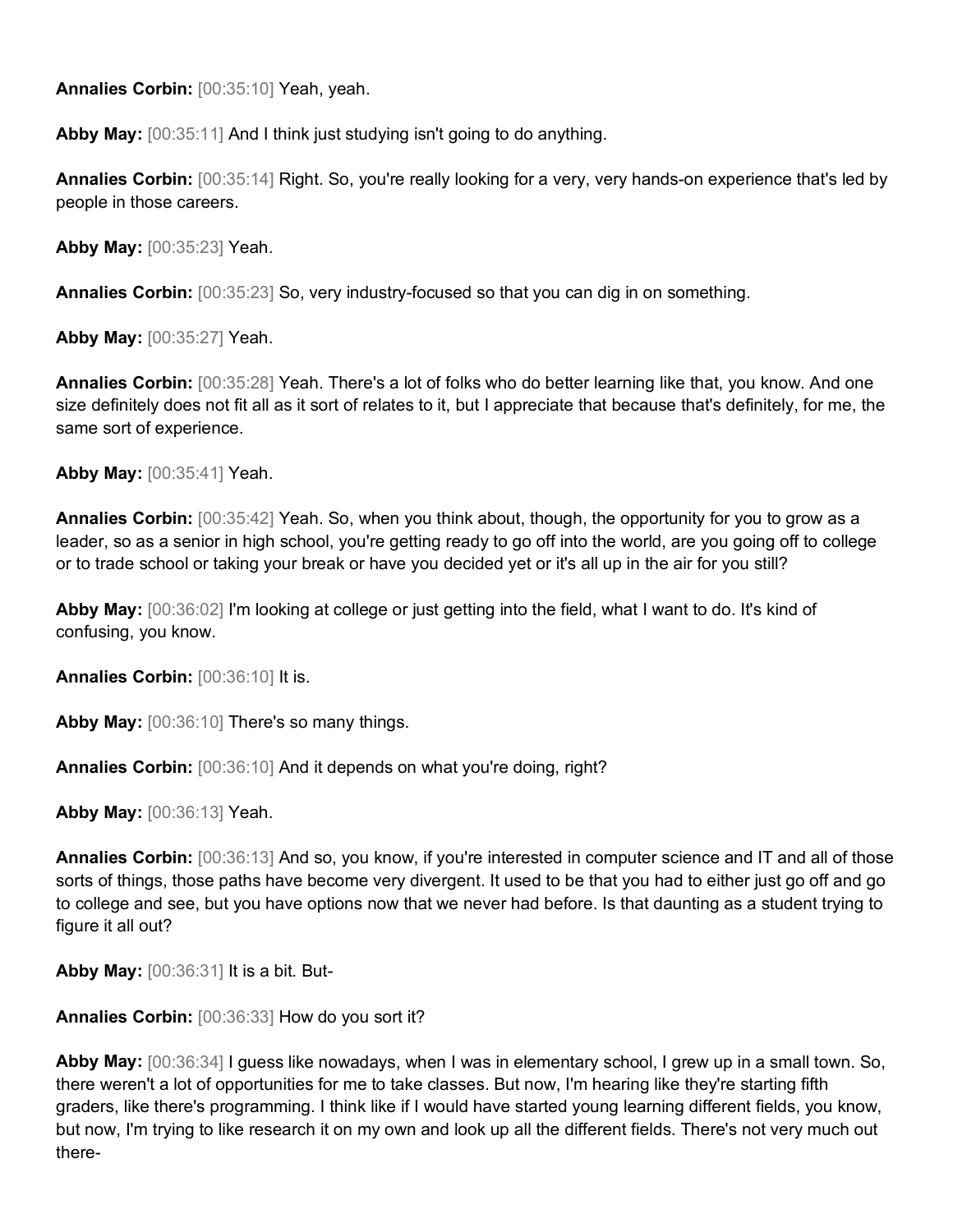**Annalies Corbin:** [00:35:10] Yeah, yeah.

**Abby May:** [00:35:11] And I think just studying isn't going to do anything.

**Annalies Corbin:** [00:35:14] Right. So, you're really looking for a very, very hands-on experience that's led by people in those careers.

**Abby May:** [00:35:23] Yeah.

**Annalies Corbin:** [00:35:23] So, very industry-focused so that you can dig in on something.

**Abby May:** [00:35:27] Yeah.

**Annalies Corbin:** [00:35:28] Yeah. There's a lot of folks who do better learning like that, you know. And one size definitely does not fit all as it sort of relates to it, but I appreciate that because that's definitely, for me, the same sort of experience.

**Abby May:** [00:35:41] Yeah.

**Annalies Corbin:** [00:35:42] Yeah. So, when you think about, though, the opportunity for you to grow as a leader, so as a senior in high school, you're getting ready to go off into the world, are you going off to college or to trade school or taking your break or have you decided yet or it's all up in the air for you still?

**Abby May:** [00:36:02] I'm looking at college or just getting into the field, what I want to do. It's kind of confusing, you know.

**Annalies Corbin:** [00:36:10] It is.

**Abby May:** [00:36:10] There's so many things.

**Annalies Corbin:** [00:36:10] And it depends on what you're doing, right?

**Abby May:** [00:36:13] Yeah.

**Annalies Corbin:** [00:36:13] And so, you know, if you're interested in computer science and IT and all of those sorts of things, those paths have become very divergent. It used to be that you had to either just go off and go to college and see, but you have options now that we never had before. Is that daunting as a student trying to figure it all out?

**Abby May:** [00:36:31] It is a bit. But-

**Annalies Corbin:** [00:36:33] How do you sort it?

**Abby May:** [00:36:34] I guess like nowadays, when I was in elementary school, I grew up in a small town. So, there weren't a lot of opportunities for me to take classes. But now, I'm hearing like they're starting fifth graders, like there's programming. I think like if I would have started young learning different fields, you know, but now, I'm trying to like research it on my own and look up all the different fields. There's not very much out there-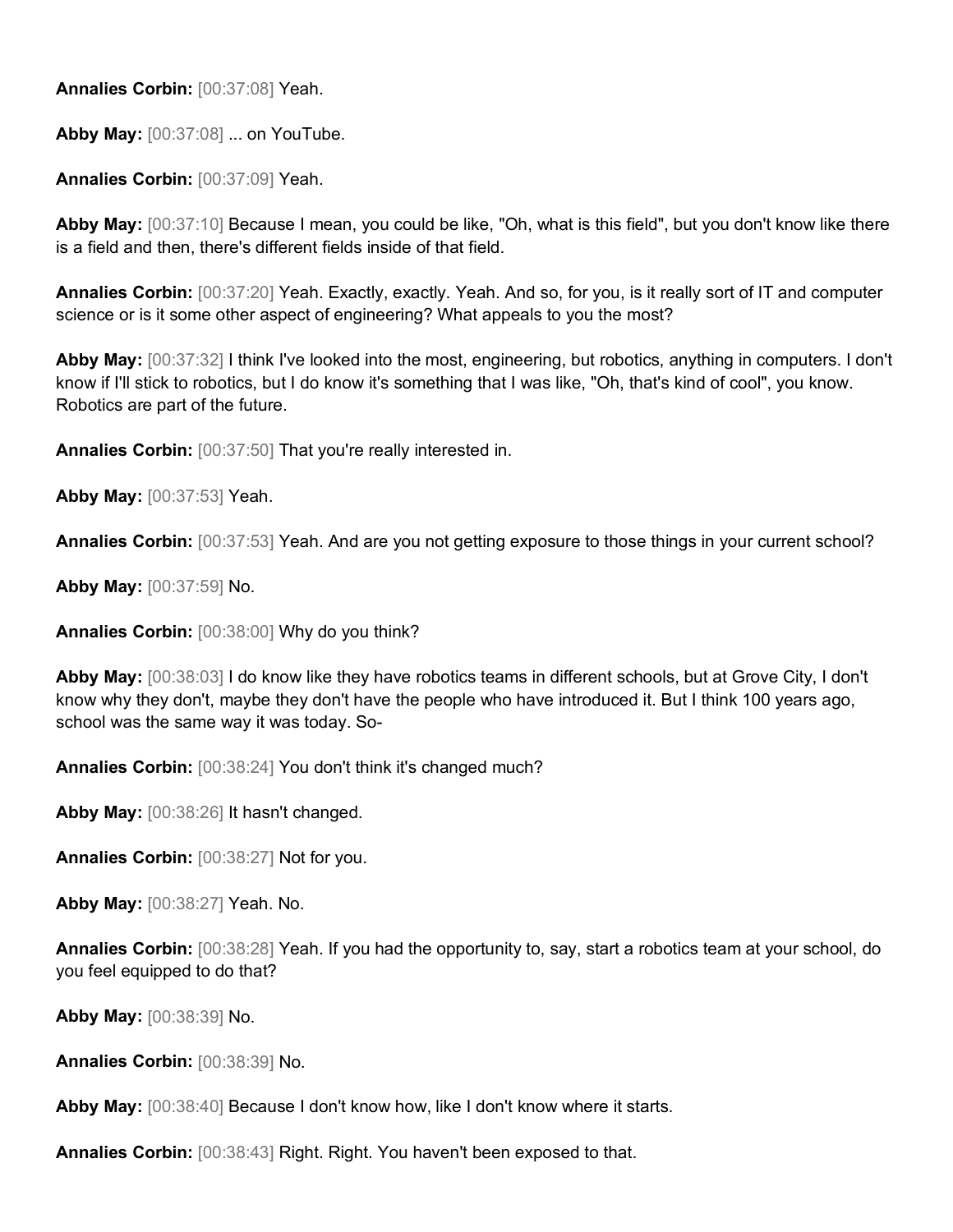**Annalies Corbin:** [00:37:08] Yeah.

**Abby May:** [00:37:08] ... on YouTube.

**Annalies Corbin:** [00:37:09] Yeah.

**Abby May:** [00:37:10] Because I mean, you could be like, "Oh, what is this field", but you don't know like there is a field and then, there's different fields inside of that field.

**Annalies Corbin:** [00:37:20] Yeah. Exactly, exactly. Yeah. And so, for you, is it really sort of IT and computer science or is it some other aspect of engineering? What appeals to you the most?

**Abby May:** [00:37:32] I think I've looked into the most, engineering, but robotics, anything in computers. I don't know if I'll stick to robotics, but I do know it's something that I was like, "Oh, that's kind of cool", you know. Robotics are part of the future.

**Annalies Corbin:** [00:37:50] That you're really interested in.

**Abby May:** [00:37:53] Yeah.

**Annalies Corbin:** [00:37:53] Yeah. And are you not getting exposure to those things in your current school?

**Abby May:** [00:37:59] No.

**Annalies Corbin:** [00:38:00] Why do you think?

**Abby May:** [00:38:03] I do know like they have robotics teams in different schools, but at Grove City, I don't know why they don't, maybe they don't have the people who have introduced it. But I think 100 years ago, school was the same way it was today. So-

**Annalies Corbin:** [00:38:24] You don't think it's changed much?

**Abby May:** [00:38:26] It hasn't changed.

**Annalies Corbin:** [00:38:27] Not for you.

**Abby May:** [00:38:27] Yeah. No.

**Annalies Corbin:** [00:38:28] Yeah. If you had the opportunity to, say, start a robotics team at your school, do you feel equipped to do that?

**Abby May:** [00:38:39] No.

**Annalies Corbin:** [00:38:39] No.

**Abby May:** [00:38:40] Because I don't know how, like I don't know where it starts.

**Annalies Corbin:** [00:38:43] Right. Right. You haven't been exposed to that.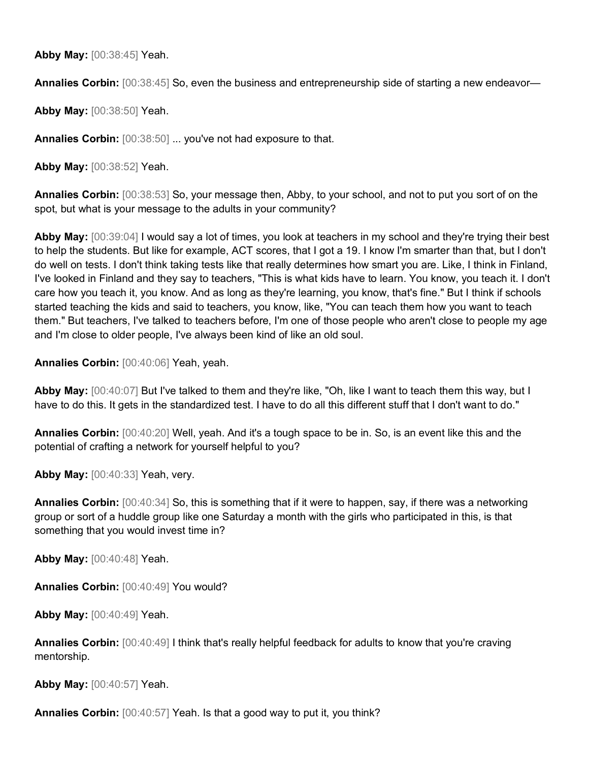**Abby May:** [00:38:45] Yeah.

**Annalies Corbin:** [00:38:45] So, even the business and entrepreneurship side of starting a new endeavor—

**Abby May:** [00:38:50] Yeah.

**Annalies Corbin:** [00:38:50] ... you've not had exposure to that.

**Abby May:** [00:38:52] Yeah.

**Annalies Corbin:** [00:38:53] So, your message then, Abby, to your school, and not to put you sort of on the spot, but what is your message to the adults in your community?

**Abby May:** [00:39:04] I would say a lot of times, you look at teachers in my school and they're trying their best to help the students. But like for example, ACT scores, that I got a 19. I know I'm smarter than that, but I don't do well on tests. I don't think taking tests like that really determines how smart you are. Like, I think in Finland, I've looked in Finland and they say to teachers, "This is what kids have to learn. You know, you teach it. I don't care how you teach it, you know. And as long as they're learning, you know, that's fine." But I think if schools started teaching the kids and said to teachers, you know, like, "You can teach them how you want to teach them." But teachers, I've talked to teachers before, I'm one of those people who aren't close to people my age and I'm close to older people, I've always been kind of like an old soul.

**Annalies Corbin:** [00:40:06] Yeah, yeah.

**Abby May:** [00:40:07] But I've talked to them and they're like, "Oh, like I want to teach them this way, but I have to do this. It gets in the standardized test. I have to do all this different stuff that I don't want to do."

**Annalies Corbin:** [00:40:20] Well, yeah. And it's a tough space to be in. So, is an event like this and the potential of crafting a network for yourself helpful to you?

**Abby May:** [00:40:33] Yeah, very.

**Annalies Corbin:** [00:40:34] So, this is something that if it were to happen, say, if there was a networking group or sort of a huddle group like one Saturday a month with the girls who participated in this, is that something that you would invest time in?

**Abby May:** [00:40:48] Yeah.

**Annalies Corbin:** [00:40:49] You would?

**Abby May:** [00:40:49] Yeah.

**Annalies Corbin:** [00:40:49] I think that's really helpful feedback for adults to know that you're craving mentorship.

**Abby May:** [00:40:57] Yeah.

**Annalies Corbin:** [00:40:57] Yeah. Is that a good way to put it, you think?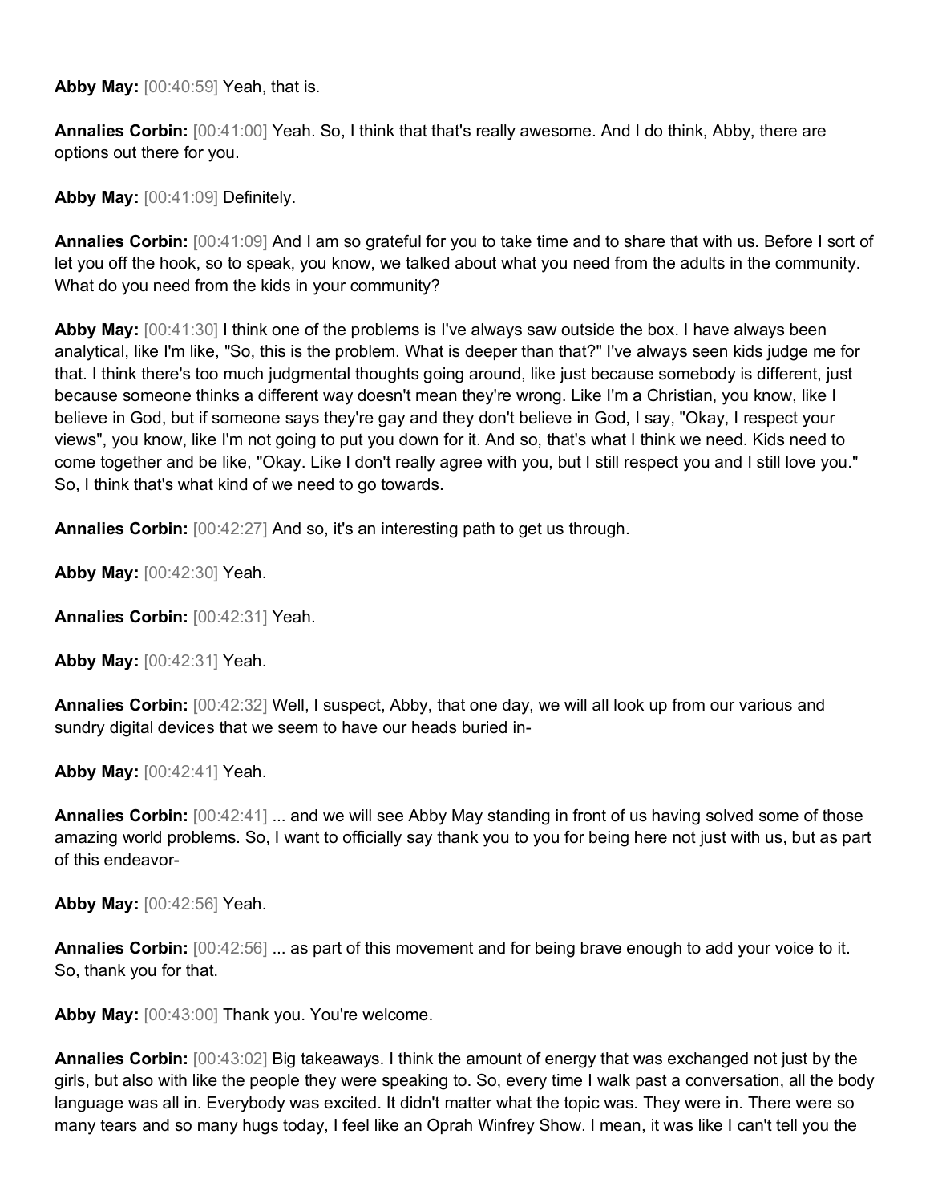**Abby May:** [00:40:59] Yeah, that is.

**Annalies Corbin:** [00:41:00] Yeah. So, I think that that's really awesome. And I do think, Abby, there are options out there for you.

**Abby May:** [00:41:09] Definitely.

**Annalies Corbin:** [00:41:09] And I am so grateful for you to take time and to share that with us. Before I sort of let you off the hook, so to speak, you know, we talked about what you need from the adults in the community. What do you need from the kids in your community?

**Abby May:** [00:41:30] I think one of the problems is I've always saw outside the box. I have always been analytical, like I'm like, "So, this is the problem. What is deeper than that?" I've always seen kids judge me for that. I think there's too much judgmental thoughts going around, like just because somebody is different, just because someone thinks a different way doesn't mean they're wrong. Like I'm a Christian, you know, like I believe in God, but if someone says they're gay and they don't believe in God, I say, "Okay, I respect your views", you know, like I'm not going to put you down for it. And so, that's what I think we need. Kids need to come together and be like, "Okay. Like I don't really agree with you, but I still respect you and I still love you." So, I think that's what kind of we need to go towards.

**Annalies Corbin:** [00:42:27] And so, it's an interesting path to get us through.

**Abby May:** [00:42:30] Yeah.

**Annalies Corbin:** [00:42:31] Yeah.

**Abby May:** [00:42:31] Yeah.

**Annalies Corbin:** [00:42:32] Well, I suspect, Abby, that one day, we will all look up from our various and sundry digital devices that we seem to have our heads buried in-

**Abby May:** [00:42:41] Yeah.

**Annalies Corbin:** [00:42:41] ... and we will see Abby May standing in front of us having solved some of those amazing world problems. So, I want to officially say thank you to you for being here not just with us, but as part of this endeavor-

**Abby May:** [00:42:56] Yeah.

**Annalies Corbin:** [00:42:56] ... as part of this movement and for being brave enough to add your voice to it. So, thank you for that.

**Abby May:** [00:43:00] Thank you. You're welcome.

**Annalies Corbin:** [00:43:02] Big takeaways. I think the amount of energy that was exchanged not just by the girls, but also with like the people they were speaking to. So, every time I walk past a conversation, all the body language was all in. Everybody was excited. It didn't matter what the topic was. They were in. There were so many tears and so many hugs today, I feel like an Oprah Winfrey Show. I mean, it was like I can't tell you the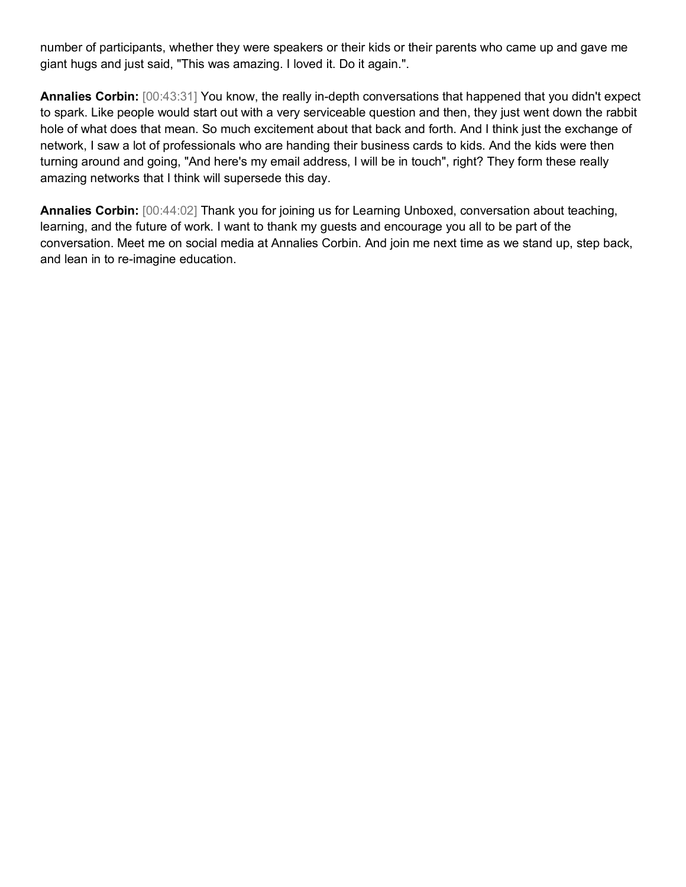number of participants, whether they were speakers or their kids or their parents who came up and gave me giant hugs and just said, "This was amazing. I loved it. Do it again.".

**Annalies Corbin:** [00:43:31] You know, the really in-depth conversations that happened that you didn't expect to spark. Like people would start out with a very serviceable question and then, they just went down the rabbit hole of what does that mean. So much excitement about that back and forth. And I think just the exchange of network, I saw a lot of professionals who are handing their business cards to kids. And the kids were then turning around and going, "And here's my email address, I will be in touch", right? They form these really amazing networks that I think will supersede this day.

**Annalies Corbin:** [00:44:02] Thank you for joining us for Learning Unboxed, conversation about teaching, learning, and the future of work. I want to thank my guests and encourage you all to be part of the conversation. Meet me on social media at Annalies Corbin. And join me next time as we stand up, step back, and lean in to re-imagine education.